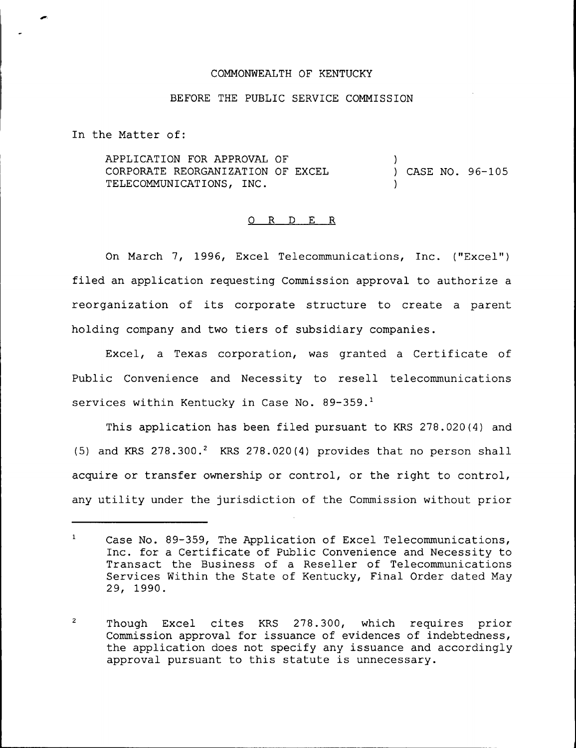COMMONWEALTH OF KENTUCKY

BEFORE THE PUBLIC SERVICE COMMISSION

In the Matter of:

| | | |
|---|---|---|
| APPLICATION FOR APPROVAL OF CORPORATE REORGANIZATION OF EXCEL TELECOMMUNICATIONS, INC. | ) ) ) | CASE NO. 96-105 |

O R D E R

On March 7, 1996, Excel Telecommunications, Inc. ("Excel") filed an application requesting Commission approval to authorize a reorganization of its corporate structure to create a parent holding company and two tiers of subsidiary companies.

Excel, a Texas corporation, was granted a Certificate of Public Convenience and Necessity to resell telecommunications services within Kentucky in Case No. 89-359.[1]

This application has been filed pursuant to KRS 278.020(4) and (5) and KRS 278.300.[2] KRS 278.020(4) provides that no person shall acquire or transfer ownership or control, or the right to control, any utility under the jurisdiction of the Commission without prior

---

[1] Case No. 89-359, The Application of Excel Telecommunications, Inc. for a Certificate of Public Convenience and Necessity to Transact the Business of a Reseller of Telecommunications Services Within the State of Kentucky, Final Order dated May 29, 1990.

[2] Though Excel cites KRS 278.300, which requires prior Commission approval for issuance of evidences of indebtedness, the application does not specify any issuance and accordingly approval pursuant to this statute is unnecessary.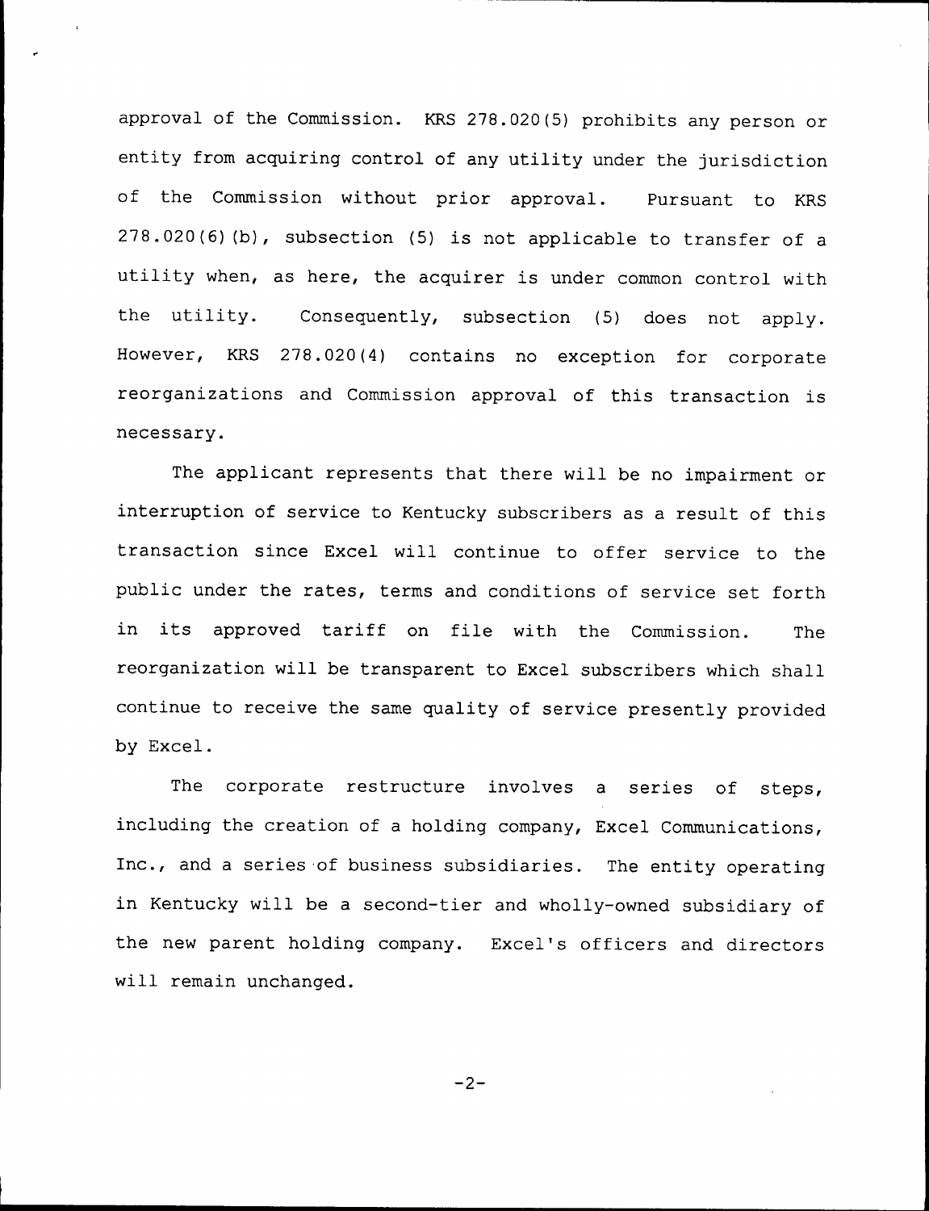approval of the Commission. KRS 278.020(5) prohibits any person or entity from acquiring control of any utility under the jurisdiction of the Commission without prior approval. Pursuant to KRS 278.020(6)(b), subsection (5) is not applicable to transfer of a utility when, as here, the acquirer is under common control with the utility. Consequently, subsection (5) does not apply. However, KRS 278.020(4) contains no exception for corporate reorganizations and Commission approval of this transaction is necessary.

The applicant represents that there will be no impairment or interruption of service to Kentucky subscribers as a result of this transaction since Excel will continue to offer service to the public under the rates, terms and conditions of service set forth in its approved tariff on file with the Commission. The reorganization will be transparent to Excel subscribers which shall continue to receive the same quality of service presently provided by Excel.

The corporate restructure involves a series of steps, including the creation of a holding company, Excel Communications, Inc., and a series of business subsidiaries. The entity operating in Kentucky will be a second-tier and wholly-owned subsidiary of the new parent holding company. Excel's officers and directors will remain unchanged.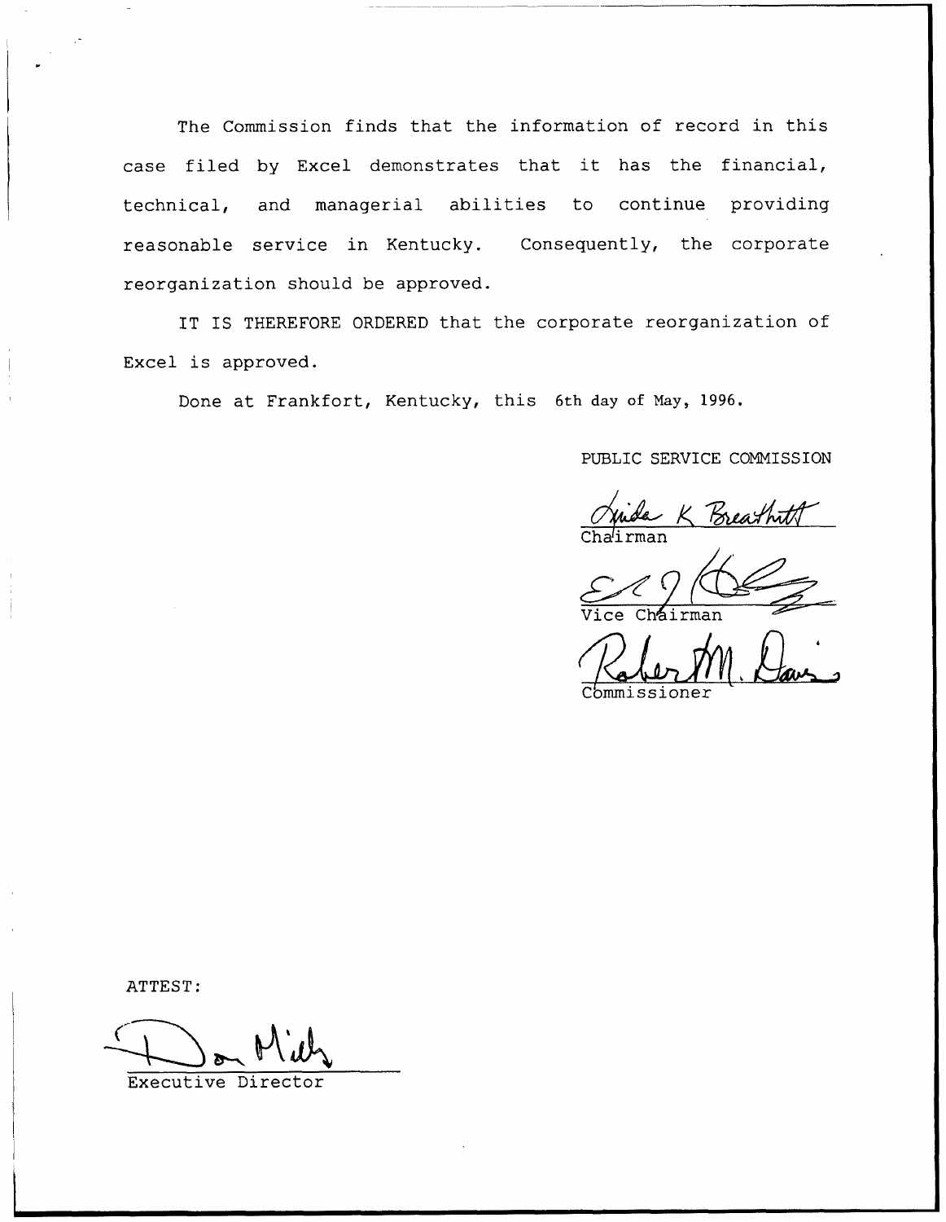The Commission finds that the information of record in this case filed by Excel demonstrates that it has the financial, technical, and managerial abilities to continue providing reasonable service in Kentucky. Consequently, the corporate reorganization should be approved.

IT IS THEREFORE ORDERED that the corporate reorganization of Excel is approved.

Done at Frankfort, Kentucky, this 6th day of May, 1996.

PUBLIC SERVICE COMMISSION

Linda K Breathitt
Chairman

Vice Chairman

Robert M. Davis
Commissioner

ATTEST:

Don Mills
Executive Director